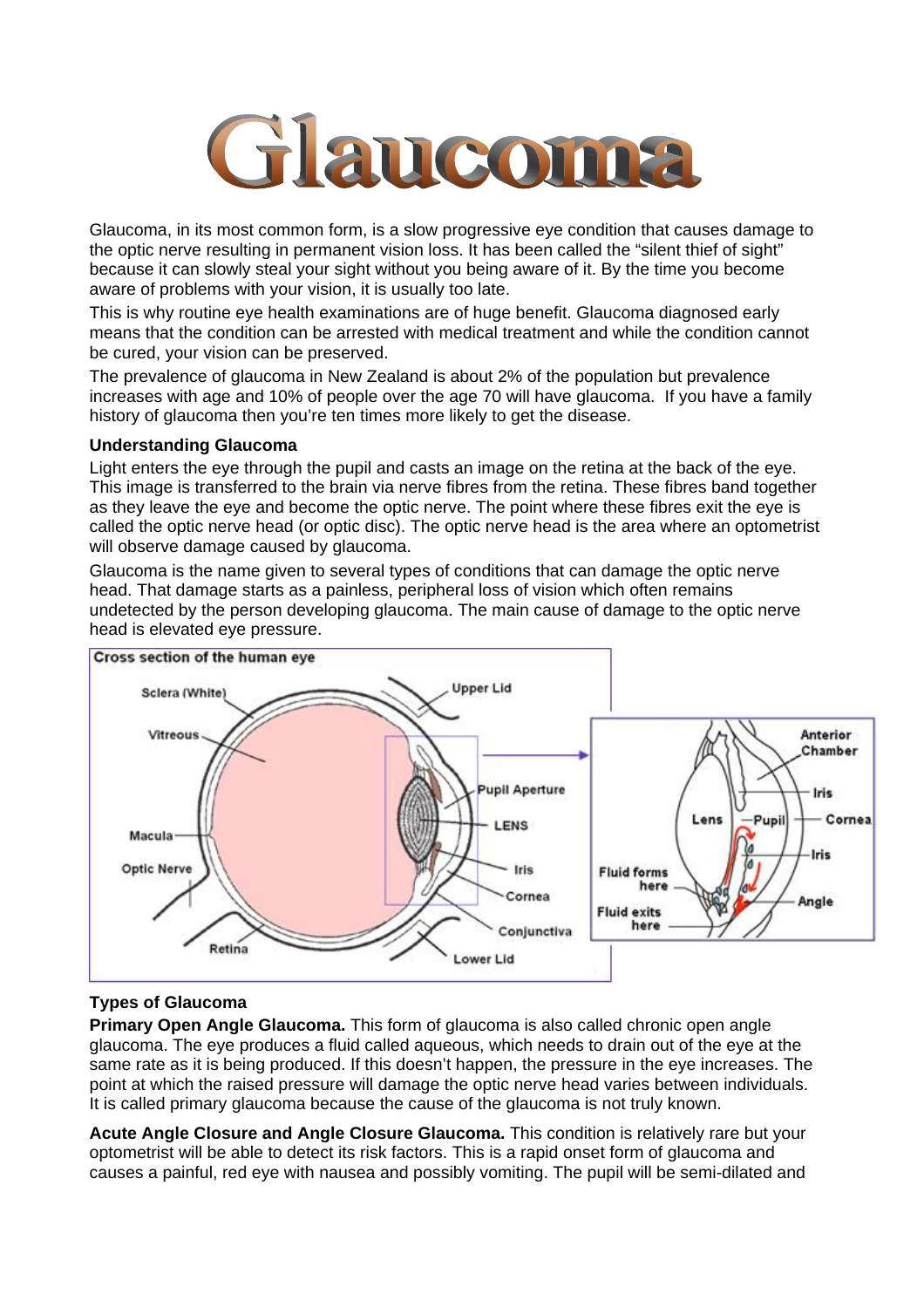# Glaucoma

Glaucoma, in its most common form, is a slow progressive eye condition that causes damage to the optic nerve resulting in permanent vision loss. It has been called the "silent thief of sight" because it can slowly steal your sight without you being aware of it. By the time you become aware of problems with your vision, it is usually too late.

This is why routine eye health examinations are of huge benefit. Glaucoma diagnosed early means that the condition can be arrested with medical treatment and while the condition cannot be cured, your vision can be preserved.

The prevalence of glaucoma in New Zealand is about 2% of the population but prevalence increases with age and 10% of people over the age 70 will have glaucoma. If you have a family history of glaucoma then you're ten times more likely to get the disease.

### Understanding Glaucoma

Light enters the eye through the pupil and casts an image on the retina at the back of the eye. This image is transferred to the brain via nerve fibres from the retina. These fibres band together as they leave the eye and become the optic nerve. The point where these fibres exit the eye is called the optic nerve head (or optic disc). The optic nerve head is the area where an optometrist will observe damage caused by glaucoma.

Glaucoma is the name given to several types of conditions that can damage the optic nerve head. That damage starts as a painless, peripheral loss of vision which often remains undetected by the person developing glaucoma. The main cause of damage to the optic nerve head is elevated eye pressure.

Cross section of the human eye

### Types of Glaucoma

**Primary Open Angle Glaucoma.** This form of glaucoma is also called chronic open angle glaucoma. The eye produces a fluid called aqueous, which needs to drain out of the eye at the same rate as it is being produced. If this doesn't happen, the pressure in the eye increases. The point at which the raised pressure will damage the optic nerve head varies between individuals. It is called primary glaucoma because the cause of the glaucoma is not truly known.

**Acute Angle Closure and Angle Closure Glaucoma.** This condition is relatively rare but your optometrist will be able to detect its risk factors. This is a rapid onset form of glaucoma and causes a painful, red eye with nausea and possibly vomiting. The pupil will be semi-dilated and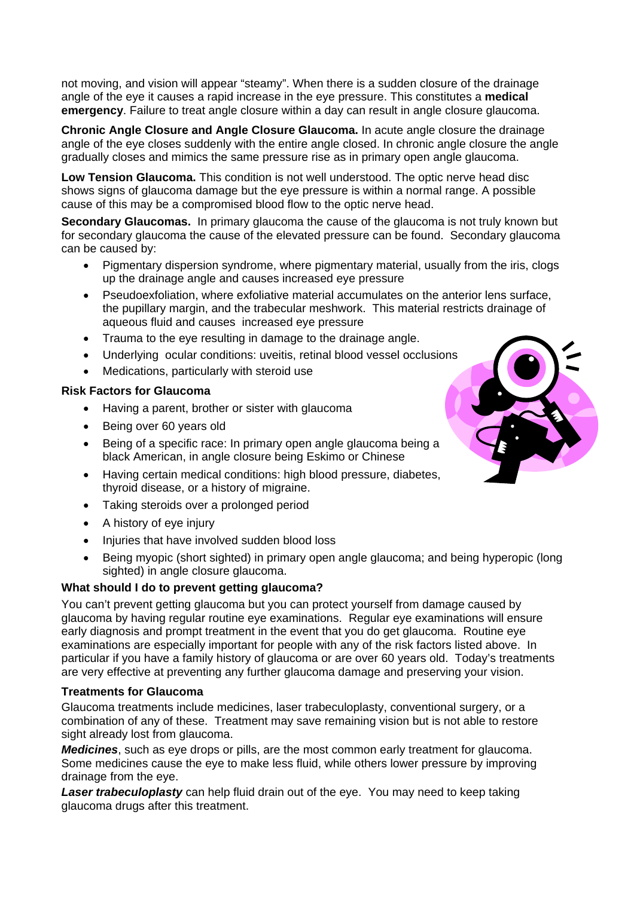not moving, and vision will appear "steamy". When there is a sudden closure of the drainage angle of the eye it causes a rapid increase in the eye pressure. This constitutes a **medical emergency**. Failure to treat angle closure within a day can result in angle closure glaucoma.

**Chronic Angle Closure and Angle Closure Glaucoma.** In acute angle closure the drainage angle of the eye closes suddenly with the entire angle closed. In chronic angle closure the angle gradually closes and mimics the same pressure rise as in primary open angle glaucoma.

**Low Tension Glaucoma.** This condition is not well understood. The optic nerve head disc shows signs of glaucoma damage but the eye pressure is within a normal range. A possible cause of this may be a compromised blood flow to the optic nerve head.

**Secondary Glaucomas.** In primary glaucoma the cause of the glaucoma is not truly known but for secondary glaucoma the cause of the elevated pressure can be found. Secondary glaucoma can be caused by:

- Pigmentary dispersion syndrome, where pigmentary material, usually from the iris, clogs up the drainage angle and causes increased eye pressure
- Pseudoexfoliation, where exfoliative material accumulates on the anterior lens surface, the pupillary margin, and the trabecular meshwork. This material restricts drainage of aqueous fluid and causes increased eye pressure
- Trauma to the eye resulting in damage to the drainage angle.
- Underlying ocular conditions: uveitis, retinal blood vessel occlusions
- Medications, particularly with steroid use

**Risk Factors for Glaucoma**

- Having a parent, brother or sister with glaucoma
- Being over 60 years old
- Being of a specific race: In primary open angle glaucoma being a black American, in angle closure being Eskimo or Chinese
- Having certain medical conditions: high blood pressure, diabetes, thyroid disease, or a history of migraine.
- Taking steroids over a prolonged period
- A history of eye injury
- Injuries that have involved sudden blood loss
- Being myopic (short sighted) in primary open angle glaucoma; and being hyperopic (long sighted) in angle closure glaucoma.

**What should I do to prevent getting glaucoma?**

You can't prevent getting glaucoma but you can protect yourself from damage caused by glaucoma by having regular routine eye examinations. Regular eye examinations will ensure early diagnosis and prompt treatment in the event that you do get glaucoma. Routine eye examinations are especially important for people with any of the risk factors listed above. In particular if you have a family history of glaucoma or are over 60 years old. Today's treatments are very effective at preventing any further glaucoma damage and preserving your vision.

**Treatments for Glaucoma**

Glaucoma treatments include medicines, laser trabeculoplasty, conventional surgery, or a combination of any of these. Treatment may save remaining vision but is not able to restore sight already lost from glaucoma.

***Medicines***, such as eye drops or pills, are the most common early treatment for glaucoma. Some medicines cause the eye to make less fluid, while others lower pressure by improving drainage from the eye.

***Laser trabeculoplasty*** can help fluid drain out of the eye. You may need to keep taking glaucoma drugs after this treatment.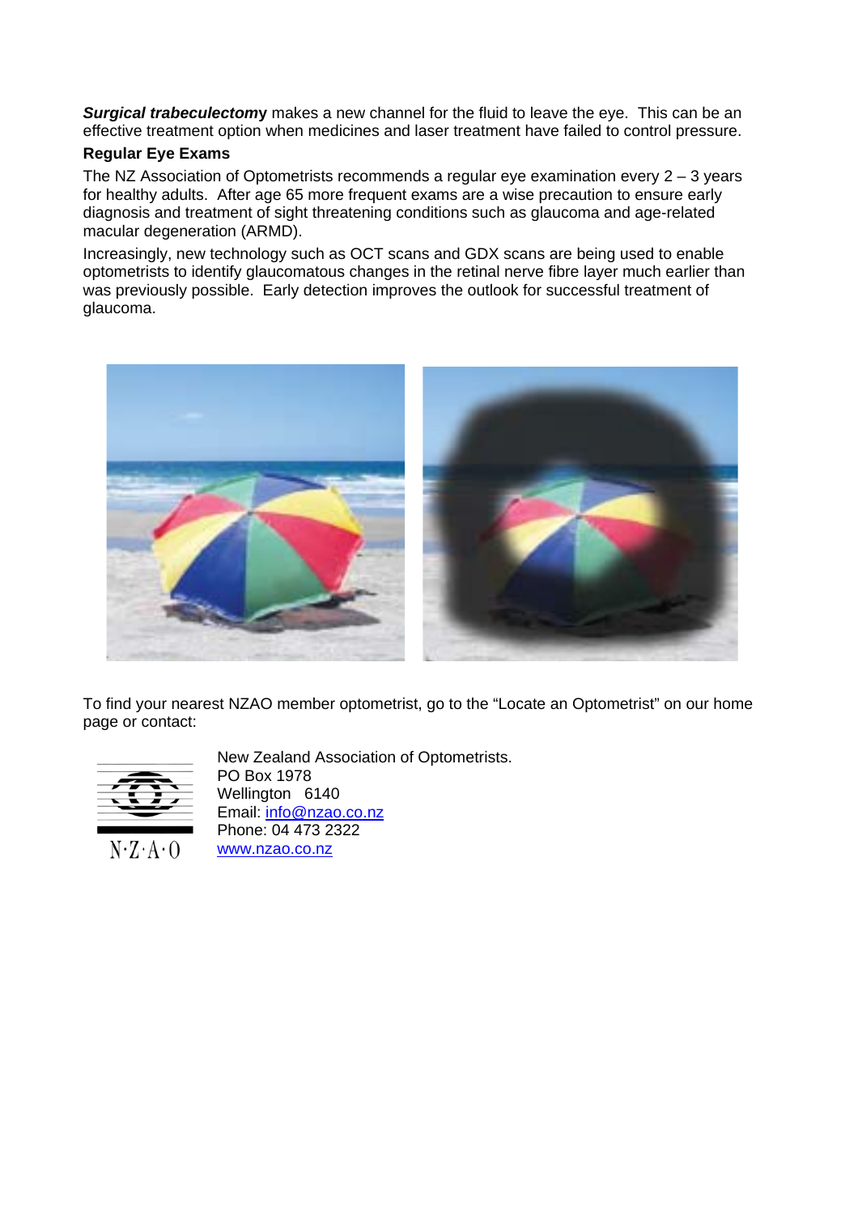***Surgical trabeculectomy*** makes a new channel for the fluid to leave the eye. This can be an effective treatment option when medicines and laser treatment have failed to control pressure.

**Regular Eye Exams**

The NZ Association of Optometrists recommends a regular eye examination every 2 – 3 years for healthy adults. After age 65 more frequent exams are a wise precaution to ensure early diagnosis and treatment of sight threatening conditions such as glaucoma and age-related macular degeneration (ARMD).

Increasingly, new technology such as OCT scans and GDX scans are being used to enable optometrists to identify glaucomatous changes in the retinal nerve fibre layer much earlier than was previously possible. Early detection improves the outlook for successful treatment of glaucoma.

To find your nearest NZAO member optometrist, go to the "Locate an Optometrist" on our home page or contact:

N·Z·A·O

New Zealand Association of Optometrists.
PO Box 1978
Wellington 6140
Email: info@nzao.co.nz
Phone: 04 473 2322
www.nzao.co.nz